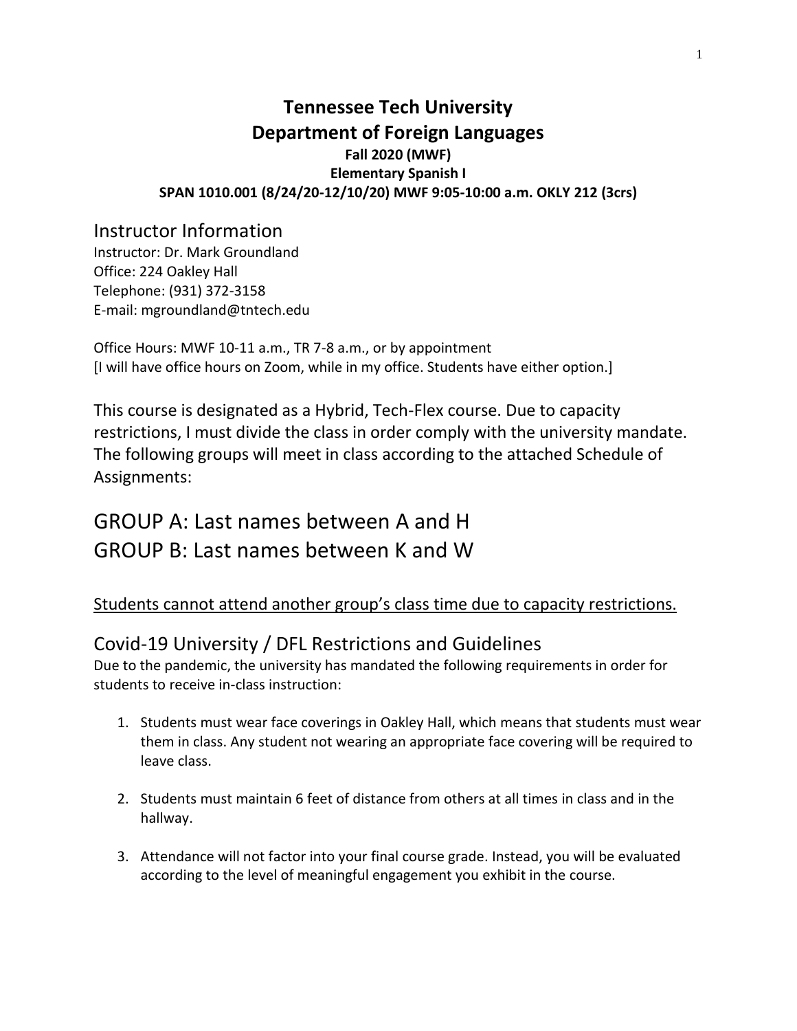# Tennessee Tech University
# Department of Foreign Languages

**Fall 2020 (MWF)**
**Elementary Spanish I**
**SPAN 1010.001 (8/24/20-12/10/20) MWF 9:05-10:00 a.m. OKLY 212 (3crs)**

## Instructor Information

Instructor: Dr. Mark Groundland
Office: 224 Oakley Hall
Telephone: (931) 372-3158
E-mail: mgroundland@tntech.edu

Office Hours: MWF 10-11 a.m., TR 7-8 a.m., or by appointment
[I will have office hours on Zoom, while in my office. Students have either option.]

This course is designated as a Hybrid, Tech-Flex course. Due to capacity restrictions, I must divide the class in order comply with the university mandate. The following groups will meet in class according to the attached Schedule of Assignments:

## GROUP A: Last names between A and H
## GROUP B: Last names between K and W

<u>Students cannot attend another group's class time due to capacity restrictions.</u>

## Covid-19 University / DFL Restrictions and Guidelines

Due to the pandemic, the university has mandated the following requirements in order for students to receive in-class instruction:

1. Students must wear face coverings in Oakley Hall, which means that students must wear them in class. Any student not wearing an appropriate face covering will be required to leave class.

2. Students must maintain 6 feet of distance from others at all times in class and in the hallway.

3. Attendance will not factor into your final course grade. Instead, you will be evaluated according to the level of meaningful engagement you exhibit in the course.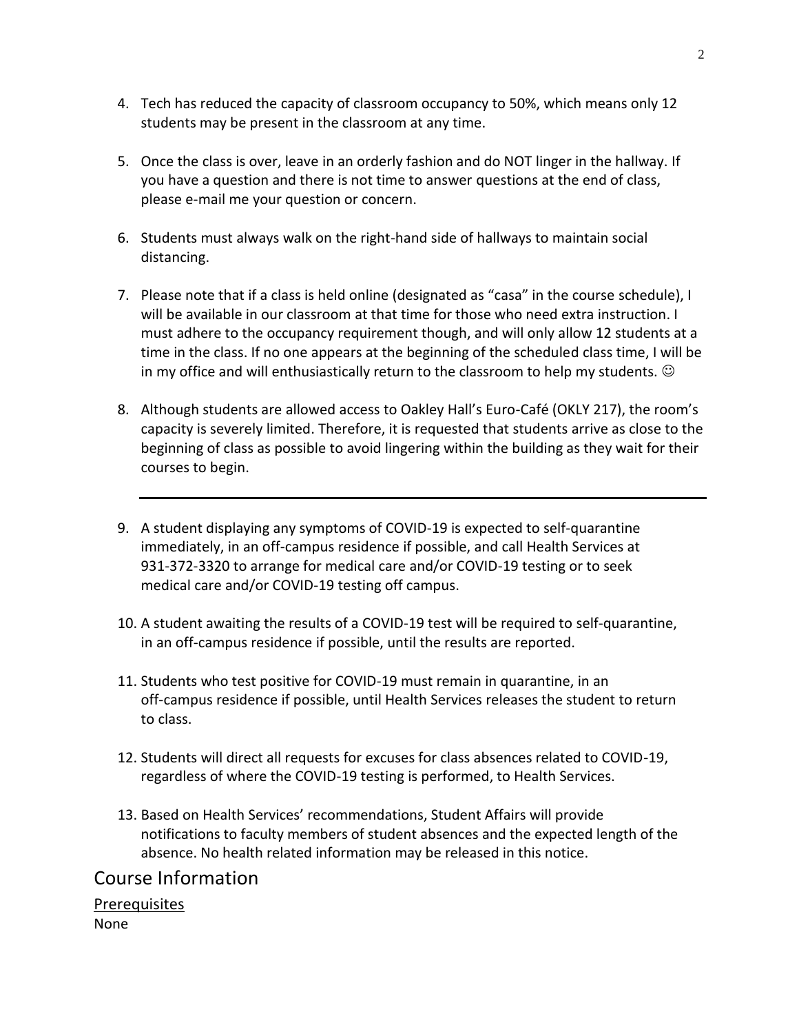4. Tech has reduced the capacity of classroom occupancy to 50%, which means only 12 students may be present in the classroom at any time.

5. Once the class is over, leave in an orderly fashion and do NOT linger in the hallway. If you have a question and there is not time to answer questions at the end of class, please e-mail me your question or concern.

6. Students must always walk on the right-hand side of hallways to maintain social distancing.

7. Please note that if a class is held online (designated as "casa" in the course schedule), I will be available in our classroom at that time for those who need extra instruction. I must adhere to the occupancy requirement though, and will only allow 12 students at a time in the class. If no one appears at the beginning of the scheduled class time, I will be in my office and will enthusiastically return to the classroom to help my students. ☺

8. Although students are allowed access to Oakley Hall's Euro-Café (OKLY 217), the room's capacity is severely limited. Therefore, it is requested that students arrive as close to the beginning of class as possible to avoid lingering within the building as they wait for their courses to begin.

---

9. A student displaying any symptoms of COVID-19 is expected to self-quarantine immediately, in an off-campus residence if possible, and call Health Services at 931-372-3320 to arrange for medical care and/or COVID-19 testing or to seek medical care and/or COVID-19 testing off campus.

10. A student awaiting the results of a COVID-19 test will be required to self-quarantine, in an off-campus residence if possible, until the results are reported.

11. Students who test positive for COVID-19 must remain in quarantine, in an off-campus residence if possible, until Health Services releases the student to return to class.

12. Students will direct all requests for excuses for class absences related to COVID-19, regardless of where the COVID-19 testing is performed, to Health Services.

13. Based on Health Services' recommendations, Student Affairs will provide notifications to faculty members of student absences and the expected length of the absence. No health related information may be released in this notice.

# Course Information

<u>Prerequisites</u>

None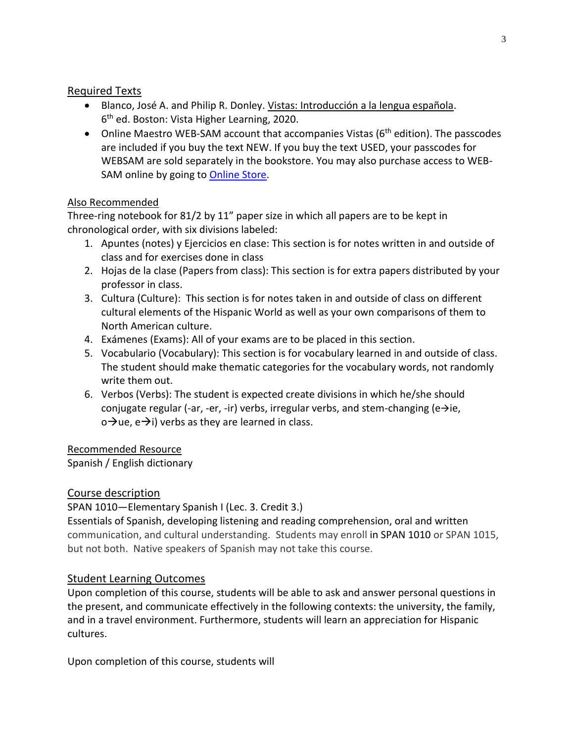## Required Texts

- Blanco, José A. and Philip R. Donley. Vistas: Introducción a la lengua española. 6th ed. Boston: Vista Higher Learning, 2020.
- Online Maestro WEB-SAM account that accompanies Vistas (6th edition). The passcodes are included if you buy the text NEW. If you buy the text USED, your passcodes for WEBSAM are sold separately in the bookstore. You may also purchase access to WEB-SAM online by going to [Online Store](#).

## Also Recommended

Three-ring notebook for 81/2 by 11" paper size in which all papers are to be kept in chronological order, with six divisions labeled:

1. Apuntes (notes) y Ejercicios en clase: This section is for notes written in and outside of class and for exercises done in class
2. Hojas de la clase (Papers from class): This section is for extra papers distributed by your professor in class.
3. Cultura (Culture): This section is for notes taken in and outside of class on different cultural elements of the Hispanic World as well as your own comparisons of them to North American culture.
4. Exámenes (Exams): All of your exams are to be placed in this section.
5. Vocabulario (Vocabulary): This section is for vocabulary learned in and outside of class. The student should make thematic categories for the vocabulary words, not randomly write them out.
6. Verbos (Verbs): The student is expected create divisions in which he/she should conjugate regular (-ar, -er, -ir) verbs, irregular verbs, and stem-changing (e→ie, o→ue, e→i) verbs as they are learned in class.

## Recommended Resource

Spanish / English dictionary

## Course description

SPAN 1010—Elementary Spanish I (Lec. 3. Credit 3.)

Essentials of Spanish, developing listening and reading comprehension, oral and written communication, and cultural understanding. Students may enroll in SPAN 1010 or SPAN 1015, but not both. Native speakers of Spanish may not take this course.

## Student Learning Outcomes

Upon completion of this course, students will be able to ask and answer personal questions in the present, and communicate effectively in the following contexts: the university, the family, and in a travel environment. Furthermore, students will learn an appreciation for Hispanic cultures.

Upon completion of this course, students will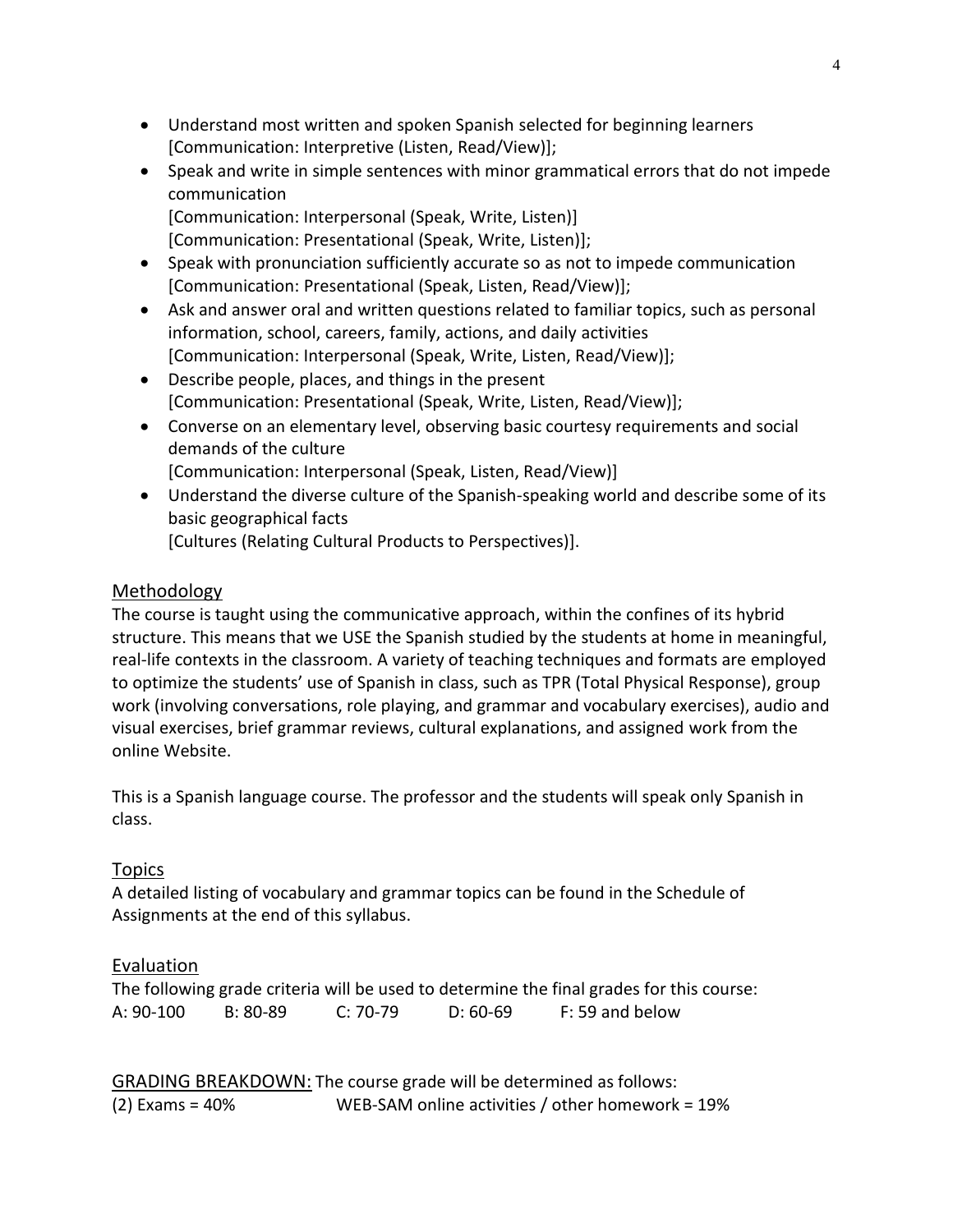- Understand most written and spoken Spanish selected for beginning learners [Communication: Interpretive (Listen, Read/View)];
- Speak and write in simple sentences with minor grammatical errors that do not impede communication
  [Communication: Interpersonal (Speak, Write, Listen)]
  [Communication: Presentational (Speak, Write, Listen)];
- Speak with pronunciation sufficiently accurate so as not to impede communication [Communication: Presentational (Speak, Listen, Read/View)];
- Ask and answer oral and written questions related to familiar topics, such as personal information, school, careers, family, actions, and daily activities
  [Communication: Interpersonal (Speak, Write, Listen, Read/View)];
- Describe people, places, and things in the present
  [Communication: Presentational (Speak, Write, Listen, Read/View)];
- Converse on an elementary level, observing basic courtesy requirements and social demands of the culture
  [Communication: Interpersonal (Speak, Listen, Read/View)]
- Understand the diverse culture of the Spanish-speaking world and describe some of its basic geographical facts
  [Cultures (Relating Cultural Products to Perspectives)].

## Methodology

The course is taught using the communicative approach, within the confines of its hybrid structure. This means that we USE the Spanish studied by the students at home in meaningful, real-life contexts in the classroom. A variety of teaching techniques and formats are employed to optimize the students' use of Spanish in class, such as TPR (Total Physical Response), group work (involving conversations, role playing, and grammar and vocabulary exercises), audio and visual exercises, brief grammar reviews, cultural explanations, and assigned work from the online Website.

This is a Spanish language course. The professor and the students will speak only Spanish in class.

## Topics

A detailed listing of vocabulary and grammar topics can be found in the Schedule of Assignments at the end of this syllabus.

## Evaluation

The following grade criteria will be used to determine the final grades for this course:

A: 90-100 B: 80-89 C: 70-79 D: 60-69 F: 59 and below

GRADING BREAKDOWN: The course grade will be determined as follows:

(2) Exams = 40% WEB-SAM online activities / other homework = 19%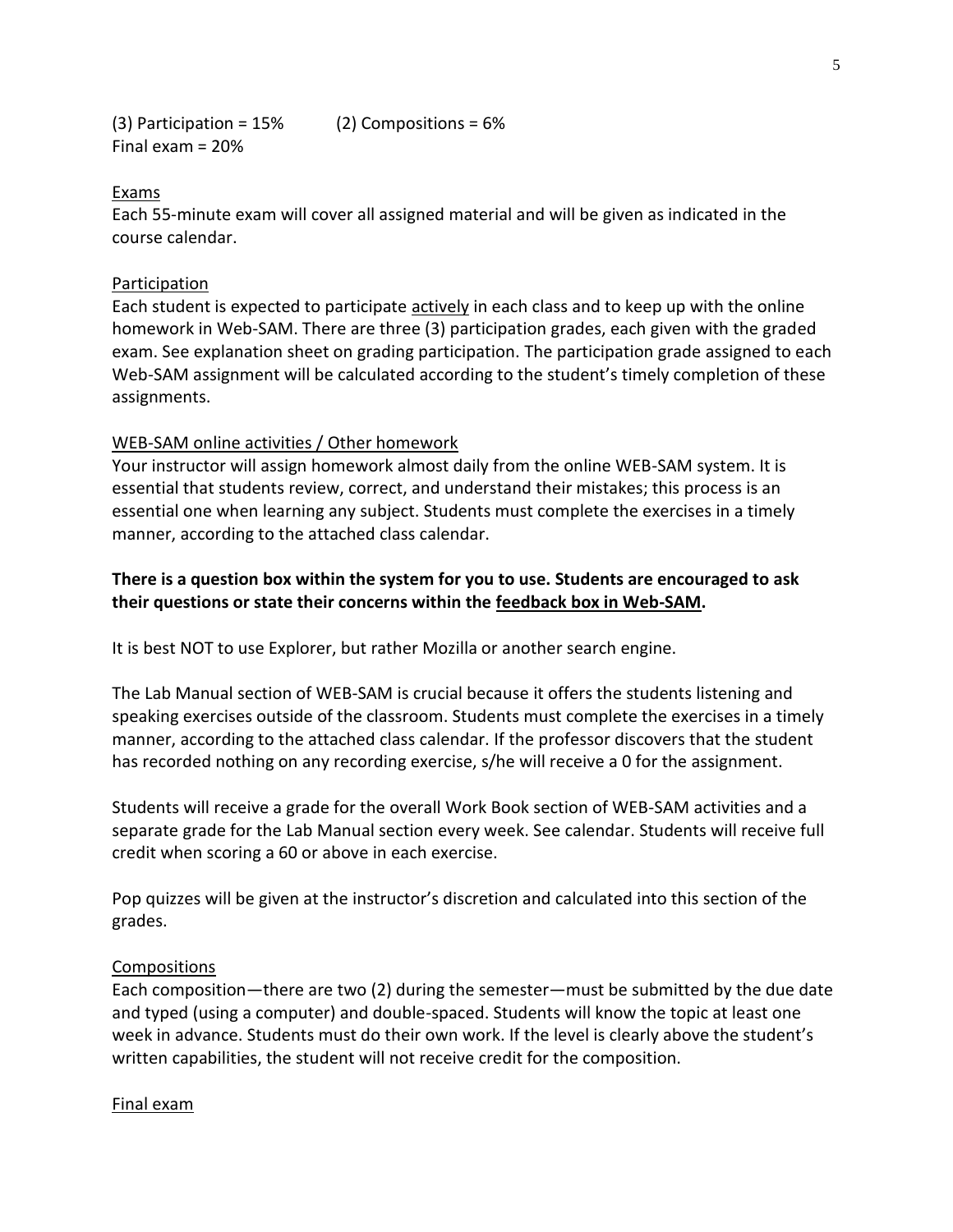(3) Participation = 15%          (2) Compositions = 6%
Final exam = 20%

<u>Exams</u>

Each 55-minute exam will cover all assigned material and will be given as indicated in the course calendar.

<u>Participation</u>

Each student is expected to participate <u>actively</u> in each class and to keep up with the online homework in Web-SAM. There are three (3) participation grades, each given with the graded exam. See explanation sheet on grading participation. The participation grade assigned to each Web-SAM assignment will be calculated according to the student's timely completion of these assignments.

<u>WEB-SAM online activities / Other homework</u>

Your instructor will assign homework almost daily from the online WEB-SAM system. It is essential that students review, correct, and understand their mistakes; this process is an essential one when learning any subject. Students must complete the exercises in a timely manner, according to the attached class calendar.

**There is a question box within the system for you to use. Students are encouraged to ask their questions or state their concerns within the <u>feedback box in Web-SAM</u>.**

It is best NOT to use Explorer, but rather Mozilla or another search engine.

The Lab Manual section of WEB-SAM is crucial because it offers the students listening and speaking exercises outside of the classroom. Students must complete the exercises in a timely manner, according to the attached class calendar. If the professor discovers that the student has recorded nothing on any recording exercise, s/he will receive a 0 for the assignment.

Students will receive a grade for the overall Work Book section of WEB-SAM activities and a separate grade for the Lab Manual section every week. See calendar. Students will receive full credit when scoring a 60 or above in each exercise.

Pop quizzes will be given at the instructor's discretion and calculated into this section of the grades.

<u>Compositions</u>

Each composition—there are two (2) during the semester—must be submitted by the due date and typed (using a computer) and double-spaced. Students will know the topic at least one week in advance. Students must do their own work. If the level is clearly above the student's written capabilities, the student will not receive credit for the composition.

<u>Final exam</u>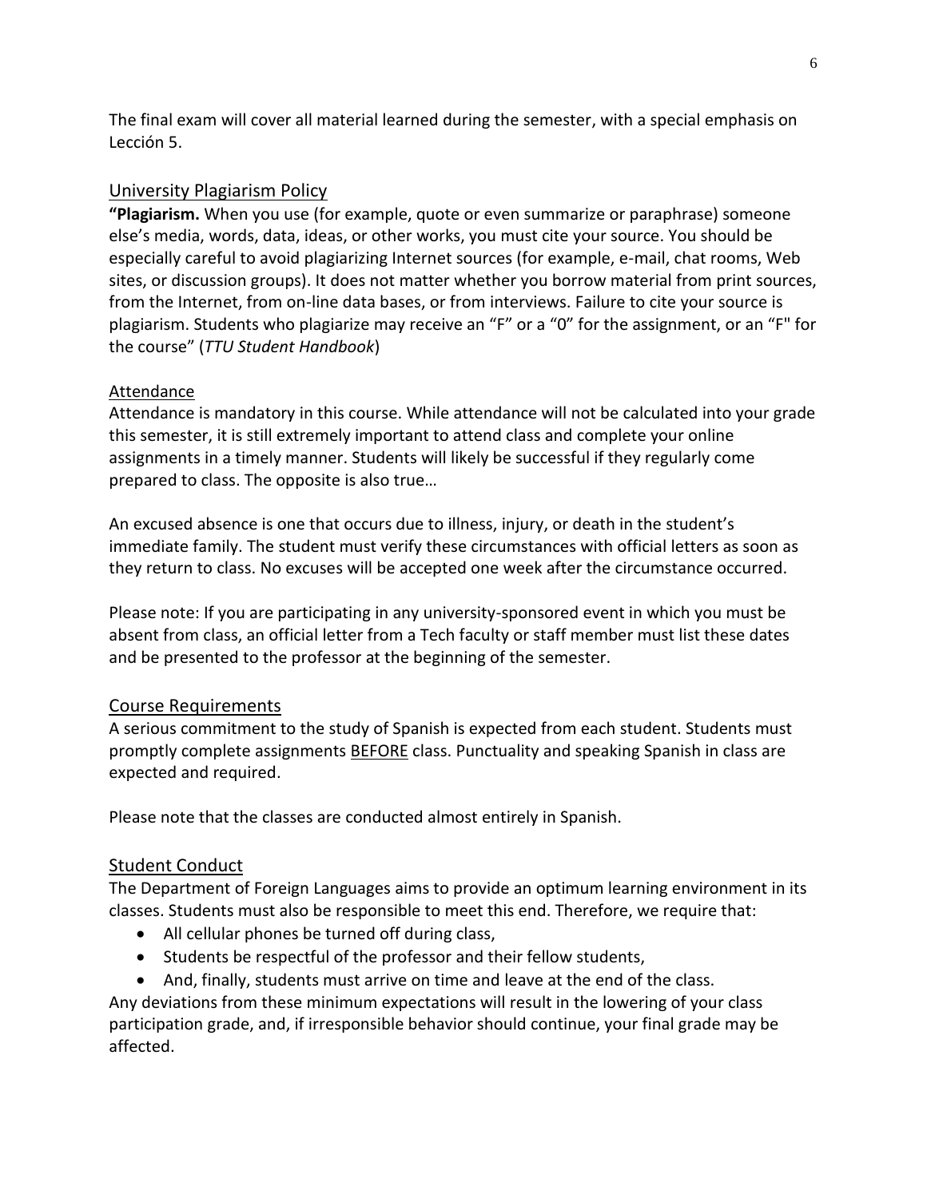The final exam will cover all material learned during the semester, with a special emphasis on Lección 5.

## University Plagiarism Policy

**"Plagiarism.** When you use (for example, quote or even summarize or paraphrase) someone else's media, words, data, ideas, or other works, you must cite your source. You should be especially careful to avoid plagiarizing Internet sources (for example, e-mail, chat rooms, Web sites, or discussion groups). It does not matter whether you borrow material from print sources, from the Internet, from on-line data bases, or from interviews. Failure to cite your source is plagiarism. Students who plagiarize may receive an "F" or a "0" for the assignment, or an "F" for the course" (*TTU Student Handbook*)

## Attendance

Attendance is mandatory in this course. While attendance will not be calculated into your grade this semester, it is still extremely important to attend class and complete your online assignments in a timely manner. Students will likely be successful if they regularly come prepared to class. The opposite is also true…

An excused absence is one that occurs due to illness, injury, or death in the student's immediate family. The student must verify these circumstances with official letters as soon as they return to class. No excuses will be accepted one week after the circumstance occurred.

Please note: If you are participating in any university-sponsored event in which you must be absent from class, an official letter from a Tech faculty or staff member must list these dates and be presented to the professor at the beginning of the semester.

## Course Requirements

A serious commitment to the study of Spanish is expected from each student. Students must promptly complete assignments BEFORE class. Punctuality and speaking Spanish in class are expected and required.

Please note that the classes are conducted almost entirely in Spanish.

## Student Conduct

The Department of Foreign Languages aims to provide an optimum learning environment in its classes. Students must also be responsible to meet this end. Therefore, we require that:

- All cellular phones be turned off during class,
- Students be respectful of the professor and their fellow students,
- And, finally, students must arrive on time and leave at the end of the class.

Any deviations from these minimum expectations will result in the lowering of your class participation grade, and, if irresponsible behavior should continue, your final grade may be affected.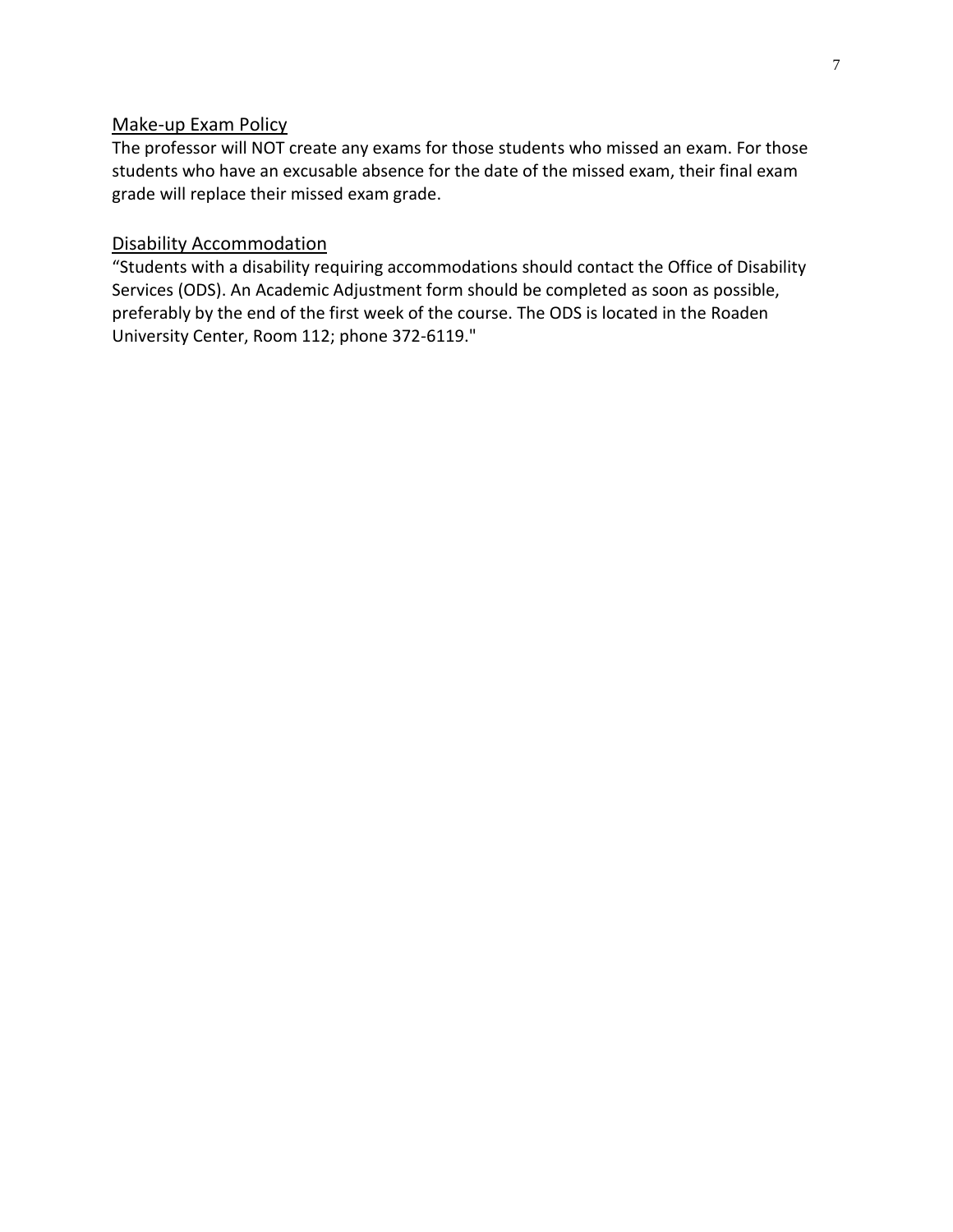## Make-up Exam Policy

The professor will NOT create any exams for those students who missed an exam. For those students who have an excusable absence for the date of the missed exam, their final exam grade will replace their missed exam grade.

## Disability Accommodation

"Students with a disability requiring accommodations should contact the Office of Disability Services (ODS). An Academic Adjustment form should be completed as soon as possible, preferably by the end of the first week of the course. The ODS is located in the Roaden University Center, Room 112; phone 372-6119."